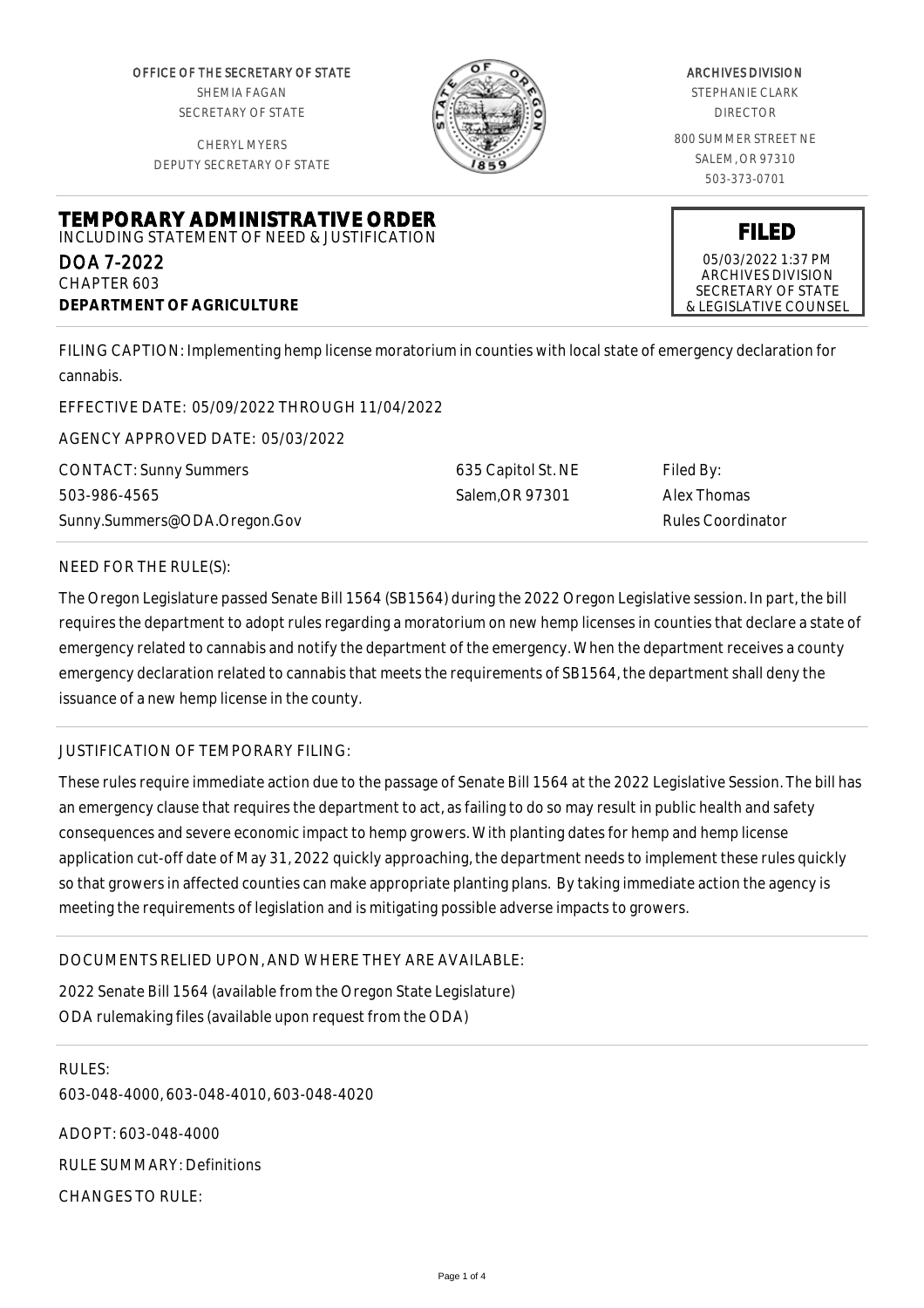OFFICE OF THE SECRETARY OF STATE
SHEMIA FAGAN
SECRETARY OF STATE

CHERYL MYERS
DEPUTY SECRETARY OF STATE

ARCHIVES DIVISION
STEPHANIE CLARK
DIRECTOR

800 SUMMER STREET NE
SALEM, OR 97310
503-373-0701

# TEMPORARY ADMINISTRATIVE ORDER

INCLUDING STATEMENT OF NEED & JUSTIFICATION

DOA 7-2022
CHAPTER 603
**DEPARTMENT OF AGRICULTURE**

**FILED**
05/03/2022 1:37 PM
ARCHIVES DIVISION
SECRETARY OF STATE
& LEGISLATIVE COUNSEL

FILING CAPTION: Implementing hemp license moratorium in counties with local state of emergency declaration for cannabis.

EFFECTIVE DATE: 05/09/2022 THROUGH 11/04/2022

AGENCY APPROVED DATE: 05/03/2022

CONTACT: Sunny Summers
503-986-4565
Sunny.Summers@ODA.Oregon.Gov

635 Capitol St. NE
Salem,OR 97301

Filed By:
Alex Thomas
Rules Coordinator

NEED FOR THE RULE(S):

The Oregon Legislature passed Senate Bill 1564 (SB1564) during the 2022 Oregon Legislative session. In part, the bill requires the department to adopt rules regarding a moratorium on new hemp licenses in counties that declare a state of emergency related to cannabis and notify the department of the emergency. When the department receives a county emergency declaration related to cannabis that meets the requirements of SB1564, the department shall deny the issuance of a new hemp license in the county.

JUSTIFICATION OF TEMPORARY FILING:

These rules require immediate action due to the passage of Senate Bill 1564 at the 2022 Legislative Session. The bill has an emergency clause that requires the department to act, as failing to do so may result in public health and safety consequences and severe economic impact to hemp growers. With planting dates for hemp and hemp license application cut-off date of May 31, 2022 quickly approaching, the department needs to implement these rules quickly so that growers in affected counties can make appropriate planting plans. By taking immediate action the agency is meeting the requirements of legislation and is mitigating possible adverse impacts to growers.

DOCUMENTS RELIED UPON, AND WHERE THEY ARE AVAILABLE:

2022 Senate Bill 1564 (available from the Oregon State Legislature)
ODA rulemaking files (available upon request from the ODA)

RULES:
603-048-4000, 603-048-4010, 603-048-4020

ADOPT: 603-048-4000

RULE SUMMARY: Definitions

CHANGES TO RULE: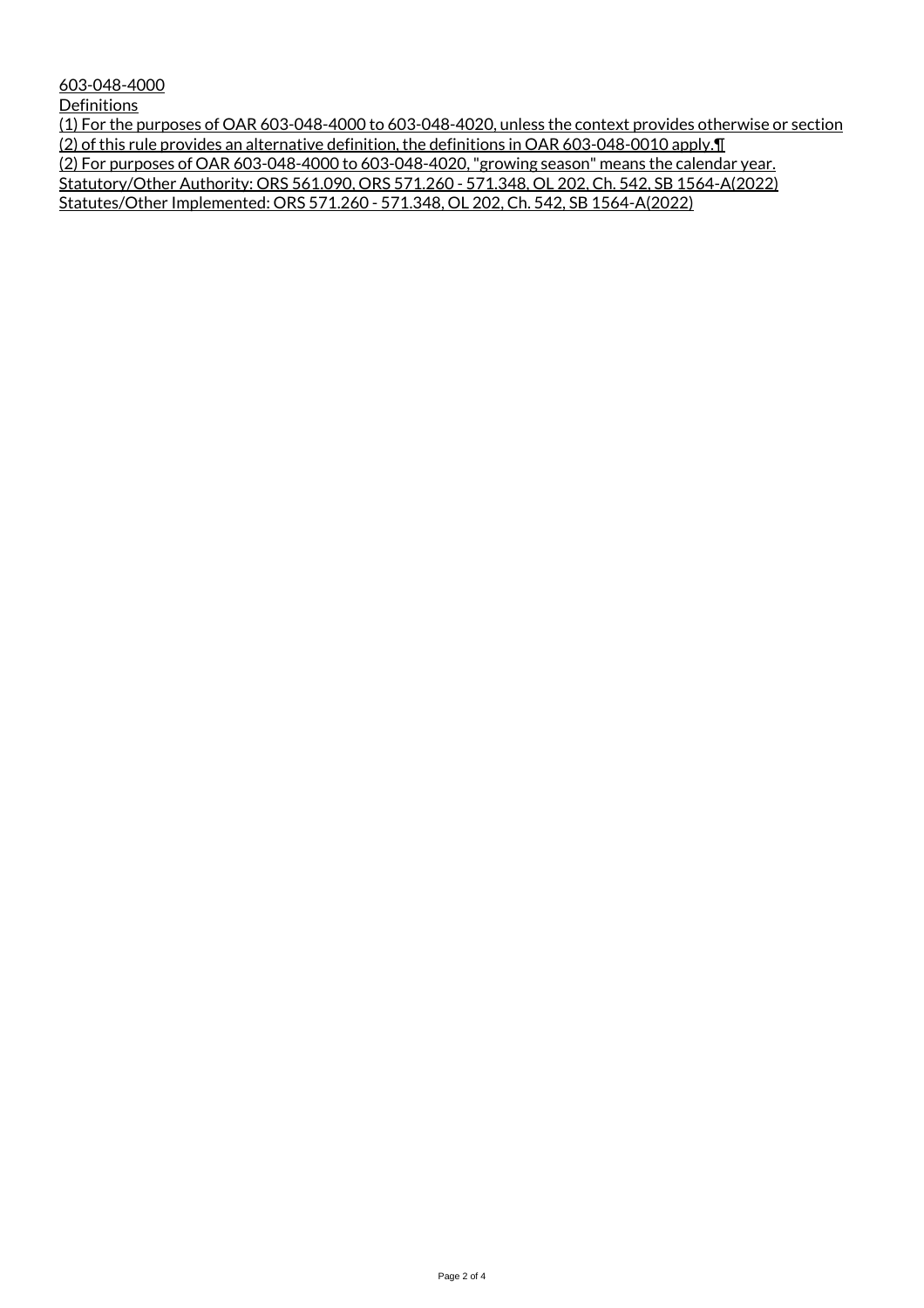603-048-4000

Definitions

(1) For the purposes of OAR 603-048-4000 to 603-048-4020, unless the context provides otherwise or section (2) of this rule provides an alternative definition, the definitions in OAR 603-048-0010 apply.¶

(2) For purposes of OAR 603-048-4000 to 603-048-4020, "growing season" means the calendar year.

Statutory/Other Authority: ORS 561.090, ORS 571.260 - 571.348, OL 202, Ch. 542, SB 1564-A(2022)

Statutes/Other Implemented: ORS 571.260 - 571.348, OL 202, Ch. 542, SB 1564-A(2022)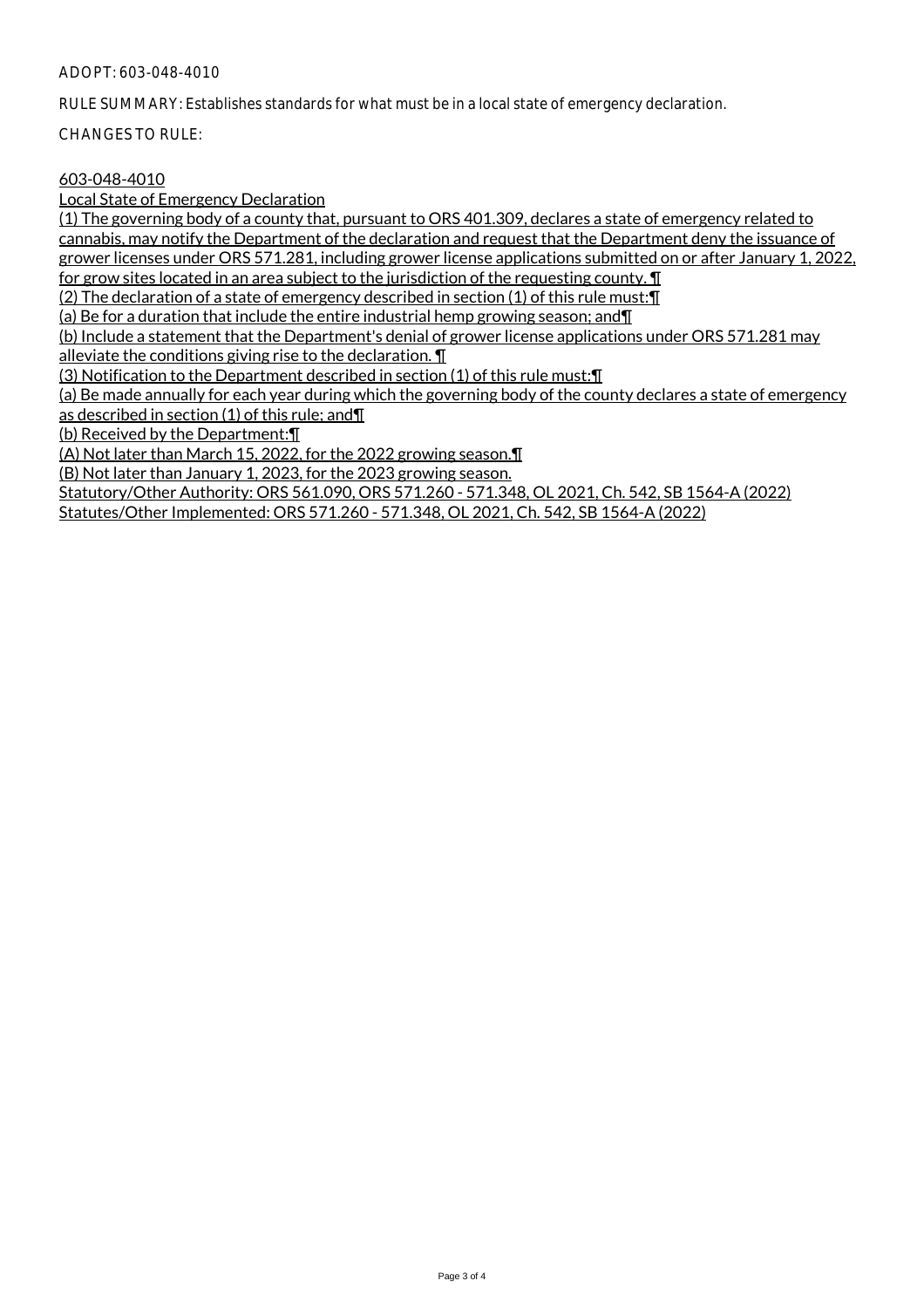ADOPT: 603-048-4010

RULE SUMMARY: Establishes standards for what must be in a local state of emergency declaration.

CHANGES TO RULE:

603-048-4010

Local State of Emergency Declaration

(1) The governing body of a county that, pursuant to ORS 401.309, declares a state of emergency related to cannabis, may notify the Department of the declaration and request that the Department deny the issuance of grower licenses under ORS 571.281, including grower license applications submitted on or after January 1, 2022, for grow sites located in an area subject to the jurisdiction of the requesting county. ¶

(2) The declaration of a state of emergency described in section (1) of this rule must:¶

(a) Be for a duration that include the entire industrial hemp growing season; and¶

(b) Include a statement that the Department's denial of grower license applications under ORS 571.281 may alleviate the conditions giving rise to the declaration. ¶

(3) Notification to the Department described in section (1) of this rule must:¶

(a) Be made annually for each year during which the governing body of the county declares a state of emergency as described in section (1) of this rule; and¶

(b) Received by the Department:¶

(A) Not later than March 15, 2022, for the 2022 growing season.¶

(B) Not later than January 1, 2023, for the 2023 growing season.

Statutory/Other Authority: ORS 561.090, ORS 571.260 - 571.348, OL 2021, Ch. 542, SB 1564-A (2022)

Statutes/Other Implemented: ORS 571.260 - 571.348, OL 2021, Ch. 542, SB 1564-A (2022)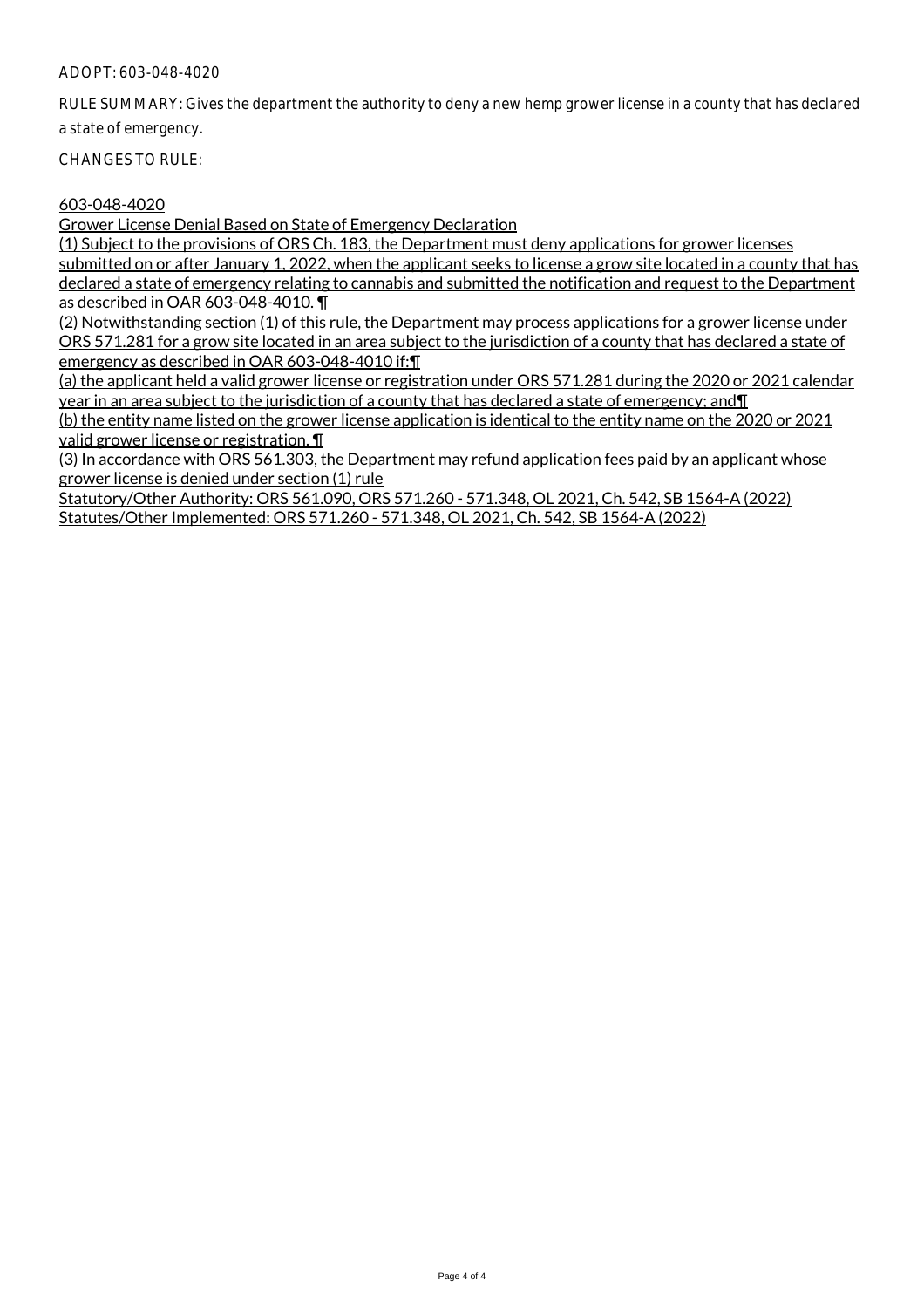ADOPT: 603-048-4020

RULE SUMMARY: Gives the department the authority to deny a new hemp grower license in a county that has declared a state of emergency.

CHANGES TO RULE:

603-048-4020

Grower License Denial Based on State of Emergency Declaration

(1) Subject to the provisions of ORS Ch. 183, the Department must deny applications for grower licenses submitted on or after January 1, 2022, when the applicant seeks to license a grow site located in a county that has declared a state of emergency relating to cannabis and submitted the notification and request to the Department as described in OAR 603-048-4010. ¶

(2) Notwithstanding section (1) of this rule, the Department may process applications for a grower license under ORS 571.281 for a grow site located in an area subject to the jurisdiction of a county that has declared a state of emergency as described in OAR 603-048-4010 if:¶

(a) the applicant held a valid grower license or registration under ORS 571.281 during the 2020 or 2021 calendar year in an area subject to the jurisdiction of a county that has declared a state of emergency; and¶

(b) the entity name listed on the grower license application is identical to the entity name on the 2020 or 2021 valid grower license or registration. ¶

(3) In accordance with ORS 561.303, the Department may refund application fees paid by an applicant whose grower license is denied under section (1) rule

Statutory/Other Authority: ORS 561.090, ORS 571.260 - 571.348, OL 2021, Ch. 542, SB 1564-A (2022)

Statutes/Other Implemented: ORS 571.260 - 571.348, OL 2021, Ch. 542, SB 1564-A (2022)